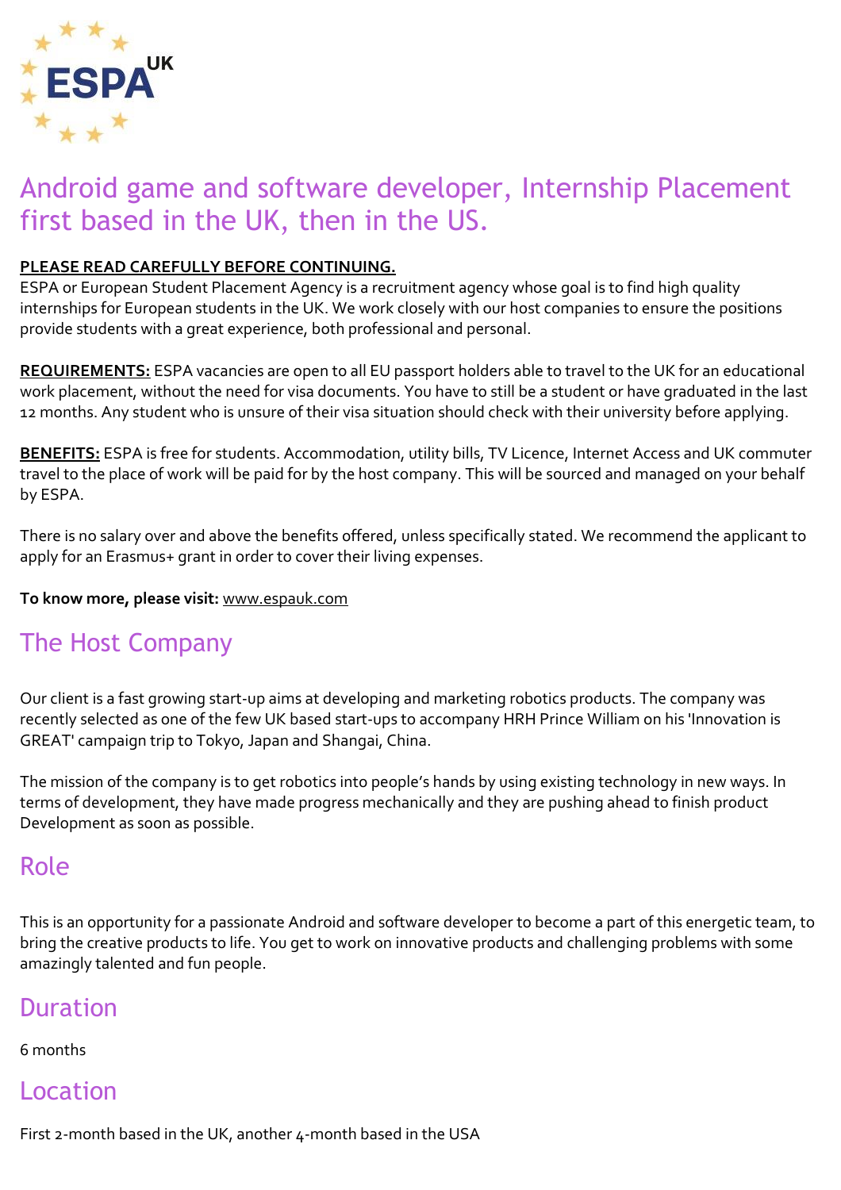ESPA UK

# Android game and software developer, Internship Placement first based in the UK, then in the US.

**PLEASE READ CAREFULLY BEFORE CONTINUING.**
ESPA or European Student Placement Agency is a recruitment agency whose goal is to find high quality internships for European students in the UK. We work closely with our host companies to ensure the positions provide students with a great experience, both professional and personal.

**REQUIREMENTS:** ESPA vacancies are open to all EU passport holders able to travel to the UK for an educational work placement, without the need for visa documents. You have to still be a student or have graduated in the last 12 months. Any student who is unsure of their visa situation should check with their university before applying.

**BENEFITS:** ESPA is free for students. Accommodation, utility bills, TV Licence, Internet Access and UK commuter travel to the place of work will be paid for by the host company. This will be sourced and managed on your behalf by ESPA.

There is no salary over and above the benefits offered, unless specifically stated. We recommend the applicant to apply for an Erasmus+ grant in order to cover their living expenses.

**To know more, please visit:** www.espauk.com

## The Host Company

Our client is a fast growing start-up aims at developing and marketing robotics products. The company was recently selected as one of the few UK based start-ups to accompany HRH Prince William on his 'Innovation is GREAT' campaign trip to Tokyo, Japan and Shangai, China.

The mission of the company is to get robotics into people's hands by using existing technology in new ways. In terms of development, they have made progress mechanically and they are pushing ahead to finish product Development as soon as possible.

## Role

This is an opportunity for a passionate Android and software developer to become a part of this energetic team, to bring the creative products to life. You get to work on innovative products and challenging problems with some amazingly talented and fun people.

## Duration

6 months

## Location

First 2-month based in the UK, another 4-month based in the USA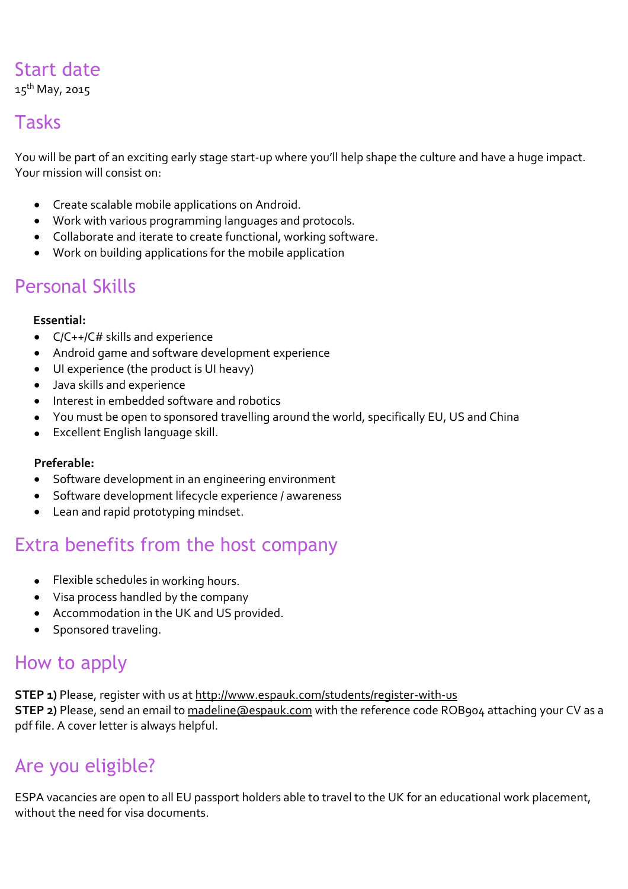## Start date

15th May, 2015

## Tasks

You will be part of an exciting early stage start-up where you'll help shape the culture and have a huge impact. Your mission will consist on:

- Create scalable mobile applications on Android.
- Work with various programming languages and protocols.
- Collaborate and iterate to create functional, working software.
- Work on building applications for the mobile application

## Personal Skills

**Essential:**

- C/C++/C# skills and experience
- Android game and software development experience
- UI experience (the product is UI heavy)
- Java skills and experience
- Interest in embedded software and robotics
- You must be open to sponsored travelling around the world, specifically EU, US and China
- Excellent English language skill.

**Preferable:**

- Software development in an engineering environment
- Software development lifecycle experience / awareness
- Lean and rapid prototyping mindset.

## Extra benefits from the host company

- Flexible schedules in working hours.
- Visa process handled by the company
- Accommodation in the UK and US provided.
- Sponsored traveling.

## How to apply

**STEP 1)** Please, register with us at http://www.espauk.com/students/register-with-us
**STEP 2)** Please, send an email to madeline@espauk.com with the reference code ROB904 attaching your CV as a pdf file. A cover letter is always helpful.

## Are you eligible?

ESPA vacancies are open to all EU passport holders able to travel to the UK for an educational work placement, without the need for visa documents.